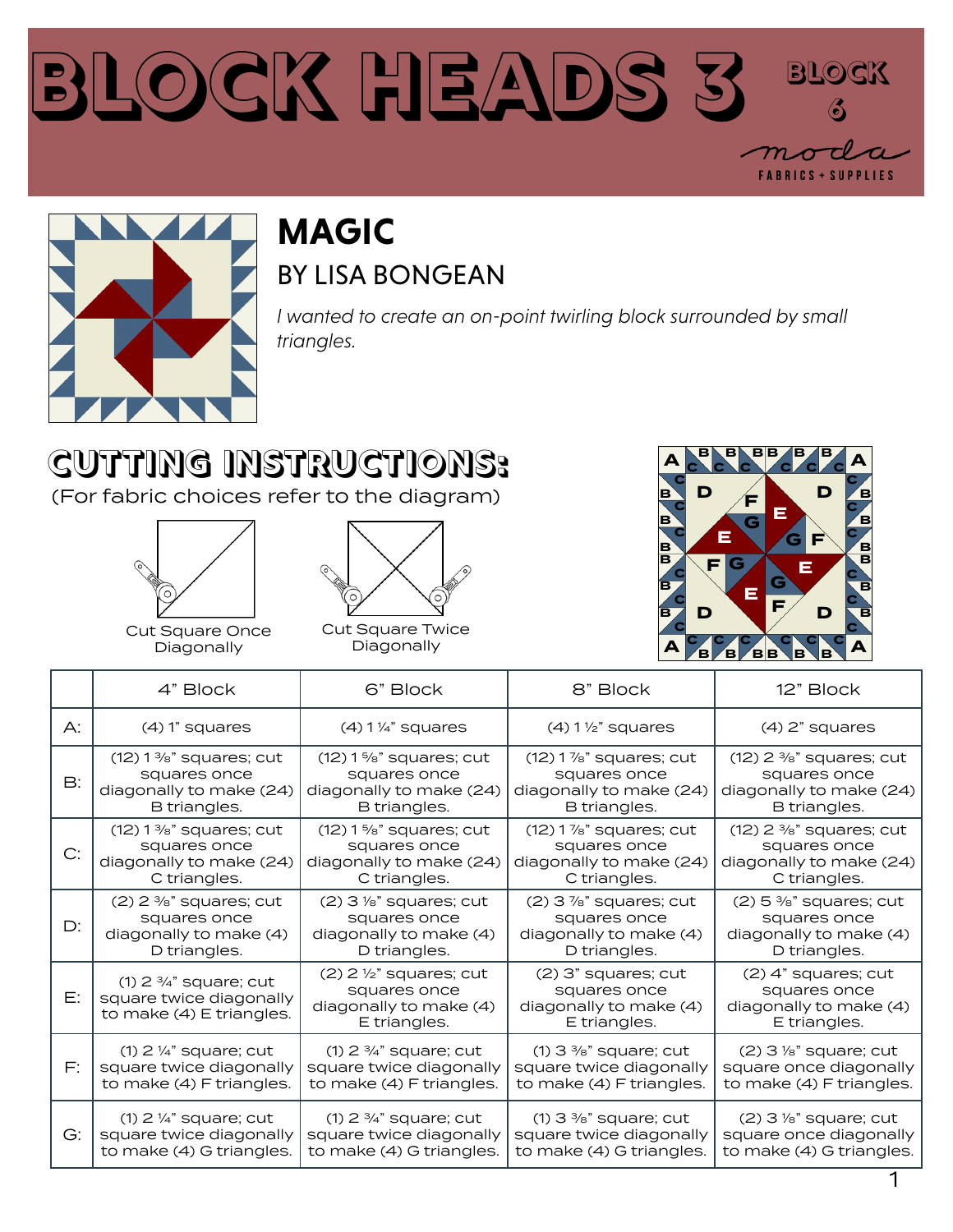# BLOCK HEADS 3

BLOCK 6

moda FABRICS + SUPPLIES

## MAGIC

### BY LISA BONGEAN

*I wanted to create an on-point twirling block surrounded by small triangles.*

## CUTTING INSTRUCTIONS:

(For fabric choices refer to the diagram)

Cut Square Once Diagonally

Cut Square Twice Diagonally

| | 4" Block | 6" Block | 8" Block | 12" Block |
|---|---|---|---|---|
| A: | (4) 1" squares | (4) 1 ¼" squares | (4) 1 ½" squares | (4) 2" squares |
| B: | (12) 1 ⅜" squares; cut squares once diagonally to make (24) B triangles. | (12) 1 ⅝" squares; cut squares once diagonally to make (24) B triangles. | (12) 1 ⅞" squares; cut squares once diagonally to make (24) B triangles. | (12) 2 ⅜" squares; cut squares once diagonally to make (24) B triangles. |
| C: | (12) 1 ⅜" squares; cut squares once diagonally to make (24) C triangles. | (12) 1 ⅝" squares; cut squares once diagonally to make (24) C triangles. | (12) 1 ⅞" squares; cut squares once diagonally to make (24) C triangles. | (12) 2 ⅜" squares; cut squares once diagonally to make (24) C triangles. |
| D: | (2) 2 ⅜" squares; cut squares once diagonally to make (4) D triangles. | (2) 3 ⅛" squares; cut squares once diagonally to make (4) D triangles. | (2) 3 ⅞" squares; cut squares once diagonally to make (4) D triangles. | (2) 5 ⅜" squares; cut squares once diagonally to make (4) D triangles. |
| E: | (1) 2 ¾" square; cut square twice diagonally to make (4) E triangles. | (2) 2 ½" squares; cut squares once diagonally to make (4) E triangles. | (2) 3" squares; cut squares once diagonally to make (4) E triangles. | (2) 4" squares; cut squares once diagonally to make (4) E triangles. |
| F: | (1) 2 ¼" square; cut square twice diagonally to make (4) F triangles. | (1) 2 ¾" square; cut square twice diagonally to make (4) F triangles. | (1) 3 ⅜" square; cut square twice diagonally to make (4) F triangles. | (2) 3 ⅛" square; cut square once diagonally to make (4) F triangles. |
| G: | (1) 2 ¼" square; cut square twice diagonally to make (4) G triangles. | (1) 2 ¾" square; cut square twice diagonally to make (4) G triangles. | (1) 3 ⅜" square; cut square twice diagonally to make (4) G triangles. | (2) 3 ⅛" square; cut square once diagonally to make (4) G triangles. |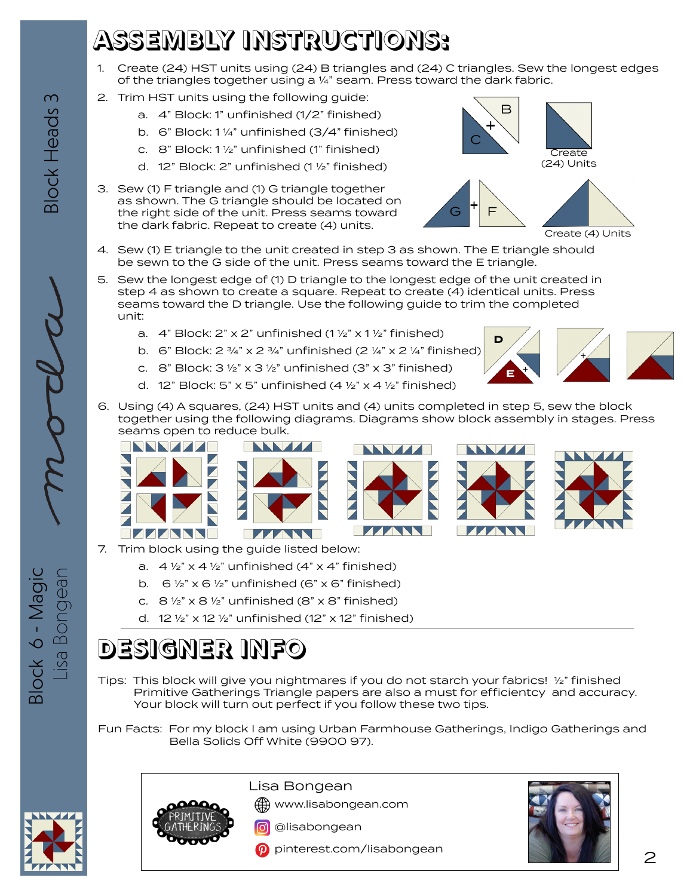# ASSEMBLY INSTRUCTIONS:

1. Create (24) HST units using (24) B triangles and (24) C triangles. Sew the longest edges of the triangles together using a ¼" seam. Press toward the dark fabric.
2. Trim HST units using the following guide:
   a. 4" Block: 1" unfinished (1/2" finished)
   b. 6" Block: 1 ¼" unfinished (3/4" finished)
   c. 8" Block: 1 ½" unfinished (1" finished)
   d. 12" Block: 2" unfinished (1 ½" finished)

B
C
Create (24) Units

3. Sew (1) F triangle and (1) G triangle together as shown. The G triangle should be located on the right side of the unit. Press seams toward the dark fabric. Repeat to create (4) units.

G
F
Create (4) Units

4. Sew (1) E triangle to the unit created in step 3 as shown. The E triangle should be sewn to the G side of the unit. Press seams toward the E triangle.
5. Sew the longest edge of (1) D triangle to the longest edge of the unit created in step 4 as shown to create a square. Repeat to create (4) identical units. Press seams toward the D triangle. Use the following guide to trim the completed unit:
   a. 4" Block: 2" x 2" unfinished (1 ½" x 1 ½" finished)
   b. 6" Block: 2 ¾" x 2 ¾" unfinished (2 ¼" x 2 ¼" finished)
   c. 8" Block: 3 ½" x 3 ½" unfinished (3" x 3" finished)
   d. 12" Block: 5" x 5" unfinished (4 ½" x 4 ½" finished)

D
E

6. Using (4) A squares, (24) HST units and (4) units completed in step 5, sew the block together using the following diagrams. Diagrams show block assembly in stages. Press seams open to reduce bulk.
7. Trim block using the guide listed below:
   a. 4 ½" x 4 ½" unfinished (4" x 4" finished)
   b. 6 ½" x 6 ½" unfinished (6" x 6" finished)
   c. 8 ½" x 8 ½" unfinished (8" x 8" finished)
   d. 12 ½" x 12 ½" unfinished (12" x 12" finished)

# DESIGNER INFO

Tips: This block will give you nightmares if you do not starch your fabrics! ½" finished Primitive Gatherings Triangle papers are also a must for efficientcy and accuracy. Your block will turn out perfect if you follow these two tips.

Fun Facts: For my block I am using Urban Farmhouse Gatherings, Indigo Gatherings and Bella Solids Off White (9900 97).

Lisa Bongean
www.lisabongean.com
@lisabongean
pinterest.com/lisabongean